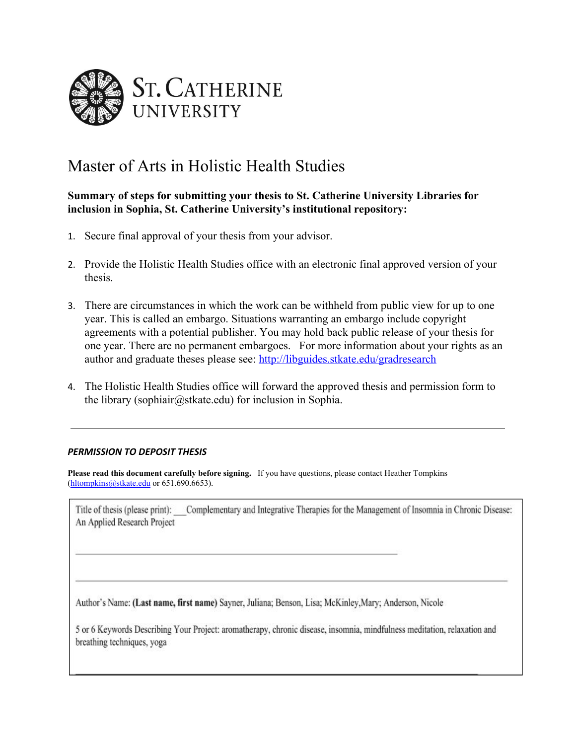ST. CATHERINE UNIVERSITY

# Master of Arts in Holistic Health Studies

**Summary of steps for submitting your thesis to St. Catherine University Libraries for inclusion in Sophia, St. Catherine University's institutional repository:**

1. Secure final approval of your thesis from your advisor.
2. Provide the Holistic Health Studies office with an electronic final approved version of your thesis.
3. There are circumstances in which the work can be withheld from public view for up to one year. This is called an embargo. Situations warranting an embargo include copyright agreements with a potential publisher. You may hold back public release of your thesis for one year. There are no permanent embargoes. For more information about your rights as an author and graduate theses please see: http://libguides.stkate.edu/gradresearch
4. The Holistic Health Studies office will forward the approved thesis and permission form to the library (sophiair@stkate.edu) for inclusion in Sophia.

---

***PERMISSION TO DEPOSIT THESIS***

**Please read this document carefully before signing.** If you have questions, please contact Heather Tompkins (hltompkins@stkate.edu or 651.690.6653).

Title of thesis (please print): Complementary and Integrative Therapies for the Management of Insomnia in Chronic Disease: An Applied Research Project

Author's Name: **(Last name, first name)** Sayner, Juliana; Benson, Lisa; McKinley,Mary; Anderson, Nicole

5 or 6 Keywords Describing Your Project: aromatherapy, chronic disease, insomnia, mindfulness meditation, relaxation and breathing techniques, yoga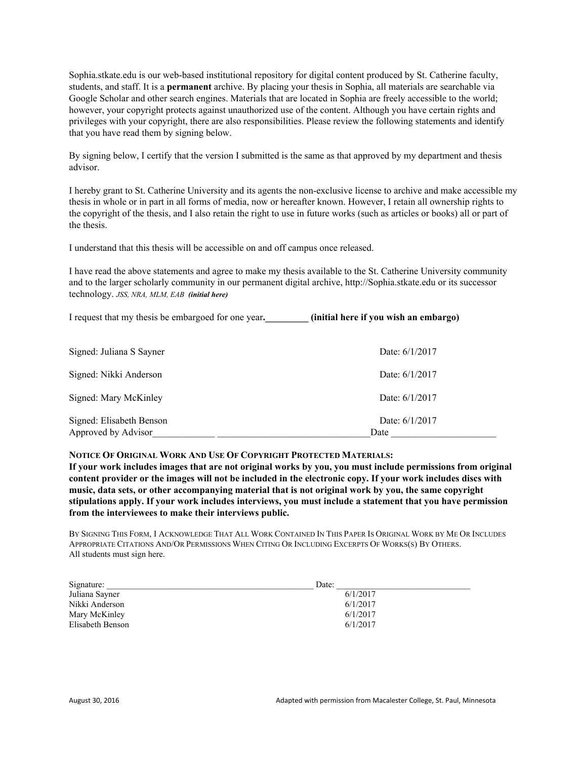Sophia.stkate.edu is our web-based institutional repository for digital content produced by St. Catherine faculty, students, and staff. It is a **permanent** archive. By placing your thesis in Sophia, all materials are searchable via Google Scholar and other search engines. Materials that are located in Sophia are freely accessible to the world; however, your copyright protects against unauthorized use of the content. Although you have certain rights and privileges with your copyright, there are also responsibilities. Please review the following statements and identify that you have read them by signing below.

By signing below, I certify that the version I submitted is the same as that approved by my department and thesis advisor.

I hereby grant to St. Catherine University and its agents the non-exclusive license to archive and make accessible my thesis in whole or in part in all forms of media, now or hereafter known. However, I retain all ownership rights to the copyright of the thesis, and I also retain the right to use in future works (such as articles or books) all or part of the thesis.

I understand that this thesis will be accessible on and off campus once released.

I have read the above statements and agree to make my thesis available to the St. Catherine University community and to the larger scholarly community in our permanent digital archive, http://Sophia.stkate.edu or its successor technology. *JSS, NRA, MLM, EAB* ***(initial here)***

I request that my thesis be embargoed for one year**.\_\_\_\_\_\_\_\_\_ (initial here if you wish an embargo)**

Signed: Juliana S Sayner Date: 6/1/2017

Signed: Nikki Anderson Date: 6/1/2017

Signed: Mary McKinley Date: 6/1/2017

Signed: Elisabeth Benson Date: 6/1/2017

Approved by Advisor\_\_\_\_\_\_\_\_\_\_\_\_\_ \_\_\_\_\_\_\_\_\_\_\_\_\_\_\_\_\_\_\_\_\_\_\_\_\_\_\_\_\_\_\_Date \_\_\_\_\_\_\_\_\_\_\_\_\_\_\_\_\_\_\_\_\_\_

**NOTICE OF ORIGINAL WORK AND USE OF COPYRIGHT PROTECTED MATERIALS:**

**If your work includes images that are not original works by you, you must include permissions from original content provider or the images will not be included in the electronic copy. If your work includes discs with music, data sets, or other accompanying material that is not original work by you, the same copyright stipulations apply. If your work includes interviews, you must include a statement that you have permission from the interviewees to make their interviews public.**

BY SIGNING THIS FORM, I ACKNOWLEDGE THAT ALL WORK CONTAINED IN THIS PAPER IS ORIGINAL WORK BY ME OR INCLUDES APPROPRIATE CITATIONS AND/OR PERMISSIONS WHEN CITING OR INCLUDING EXCERPTS OF WORKS(S) BY OTHERS.
All students must sign here.

| Signature: | Date: |
|---|---|
| Juliana Sayner | 6/1/2017 |
| Nikki Anderson | 6/1/2017 |
| Mary McKinley | 6/1/2017 |
| Elisabeth Benson | 6/1/2017 |

August 30, 2016 Adapted with permission from Macalester College, St. Paul, Minnesota